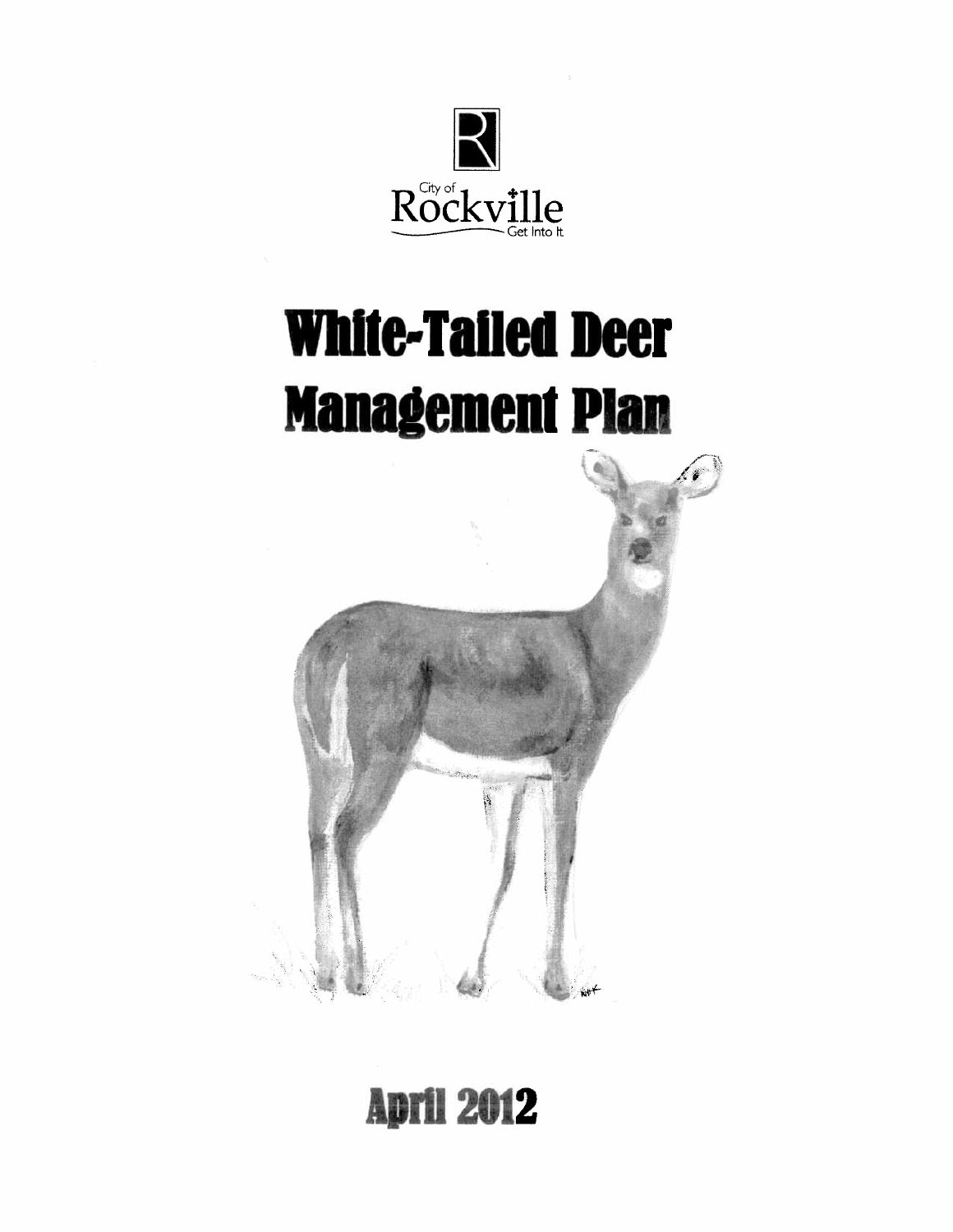City of Rockville
Get Into It

# White-Tailed Deer Management Plan

## April 2012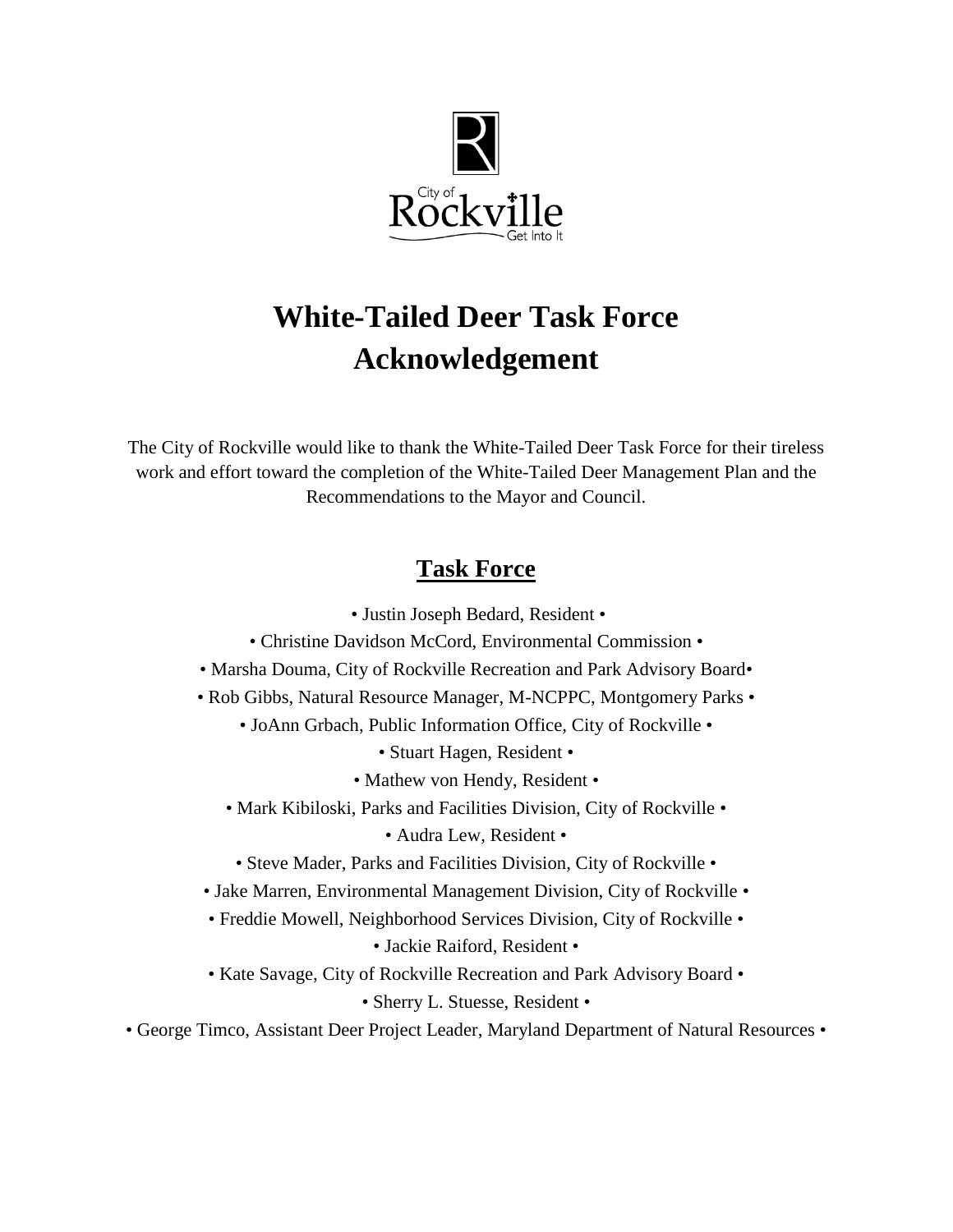# White-Tailed Deer Task Force Acknowledgement

The City of Rockville would like to thank the White-Tailed Deer Task Force for their tireless work and effort toward the completion of the White-Tailed Deer Management Plan and the Recommendations to the Mayor and Council.

## Task Force

• Justin Joseph Bedard, Resident •

• Christine Davidson McCord, Environmental Commission •

• Marsha Douma, City of Rockville Recreation and Park Advisory Board•

• Rob Gibbs, Natural Resource Manager, M-NCPPC, Montgomery Parks •

• JoAnn Grbach, Public Information Office, City of Rockville •

• Stuart Hagen, Resident •

• Mathew von Hendy, Resident •

• Mark Kibiloski, Parks and Facilities Division, City of Rockville •

• Audra Lew, Resident •

• Steve Mader, Parks and Facilities Division, City of Rockville •

• Jake Marren, Environmental Management Division, City of Rockville •

• Freddie Mowell, Neighborhood Services Division, City of Rockville •

• Jackie Raiford, Resident •

• Kate Savage, City of Rockville Recreation and Park Advisory Board •

• Sherry L. Stuesse, Resident •

• George Timco, Assistant Deer Project Leader, Maryland Department of Natural Resources •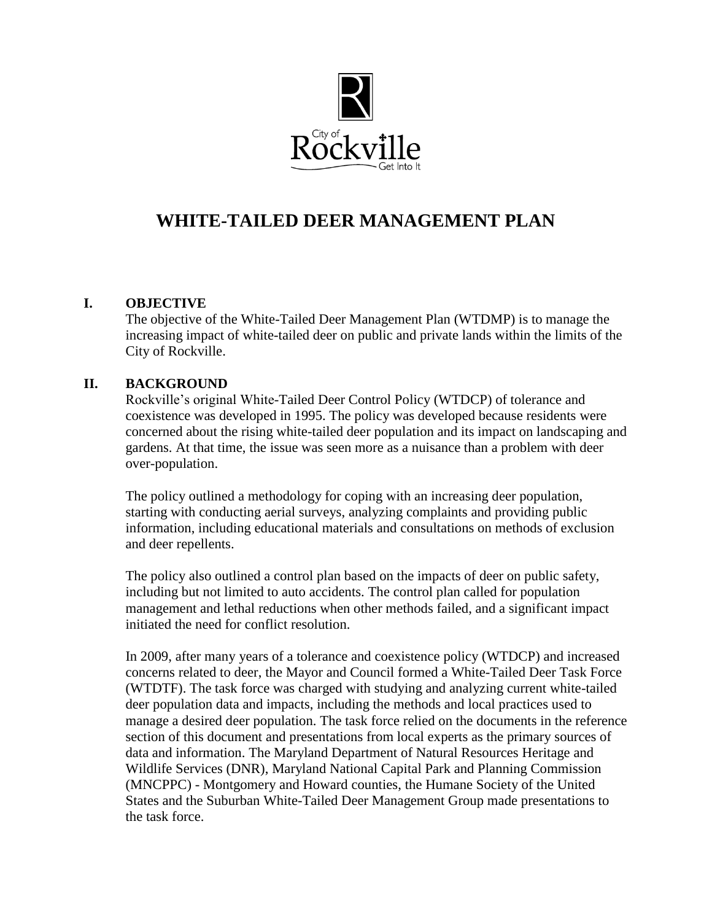City of Rockville — Get Into It

# WHITE-TAILED DEER MANAGEMENT PLAN

## I. OBJECTIVE

The objective of the White-Tailed Deer Management Plan (WTDMP) is to manage the increasing impact of white-tailed deer on public and private lands within the limits of the City of Rockville.

## II. BACKGROUND

Rockville's original White-Tailed Deer Control Policy (WTDCP) of tolerance and coexistence was developed in 1995. The policy was developed because residents were concerned about the rising white-tailed deer population and its impact on landscaping and gardens. At that time, the issue was seen more as a nuisance than a problem with deer over-population.

The policy outlined a methodology for coping with an increasing deer population, starting with conducting aerial surveys, analyzing complaints and providing public information, including educational materials and consultations on methods of exclusion and deer repellents.

The policy also outlined a control plan based on the impacts of deer on public safety, including but not limited to auto accidents. The control plan called for population management and lethal reductions when other methods failed, and a significant impact initiated the need for conflict resolution.

In 2009, after many years of a tolerance and coexistence policy (WTDCP) and increased concerns related to deer, the Mayor and Council formed a White-Tailed Deer Task Force (WTDTF). The task force was charged with studying and analyzing current white-tailed deer population data and impacts, including the methods and local practices used to manage a desired deer population. The task force relied on the documents in the reference section of this document and presentations from local experts as the primary sources of data and information. The Maryland Department of Natural Resources Heritage and Wildlife Services (DNR), Maryland National Capital Park and Planning Commission (MNCPPC) - Montgomery and Howard counties, the Humane Society of the United States and the Suburban White-Tailed Deer Management Group made presentations to the task force.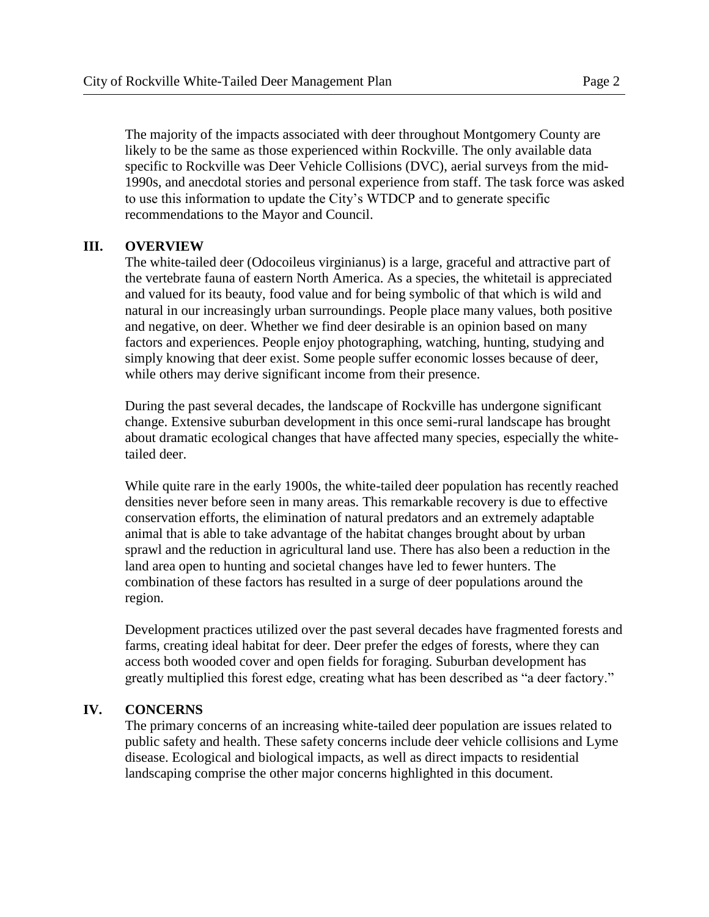The majority of the impacts associated with deer throughout Montgomery County are likely to be the same as those experienced within Rockville. The only available data specific to Rockville was Deer Vehicle Collisions (DVC), aerial surveys from the mid-1990s, and anecdotal stories and personal experience from staff. The task force was asked to use this information to update the City's WTDCP and to generate specific recommendations to the Mayor and Council.

## III. OVERVIEW

The white-tailed deer (Odocoileus virginianus) is a large, graceful and attractive part of the vertebrate fauna of eastern North America. As a species, the whitetail is appreciated and valued for its beauty, food value and for being symbolic of that which is wild and natural in our increasingly urban surroundings. People place many values, both positive and negative, on deer. Whether we find deer desirable is an opinion based on many factors and experiences. People enjoy photographing, watching, hunting, studying and simply knowing that deer exist. Some people suffer economic losses because of deer, while others may derive significant income from their presence.

During the past several decades, the landscape of Rockville has undergone significant change. Extensive suburban development in this once semi-rural landscape has brought about dramatic ecological changes that have affected many species, especially the white-tailed deer.

While quite rare in the early 1900s, the white-tailed deer population has recently reached densities never before seen in many areas. This remarkable recovery is due to effective conservation efforts, the elimination of natural predators and an extremely adaptable animal that is able to take advantage of the habitat changes brought about by urban sprawl and the reduction in agricultural land use. There has also been a reduction in the land area open to hunting and societal changes have led to fewer hunters. The combination of these factors has resulted in a surge of deer populations around the region.

Development practices utilized over the past several decades have fragmented forests and farms, creating ideal habitat for deer. Deer prefer the edges of forests, where they can access both wooded cover and open fields for foraging. Suburban development has greatly multiplied this forest edge, creating what has been described as "a deer factory."

## IV. CONCERNS

The primary concerns of an increasing white-tailed deer population are issues related to public safety and health. These safety concerns include deer vehicle collisions and Lyme disease. Ecological and biological impacts, as well as direct impacts to residential landscaping comprise the other major concerns highlighted in this document.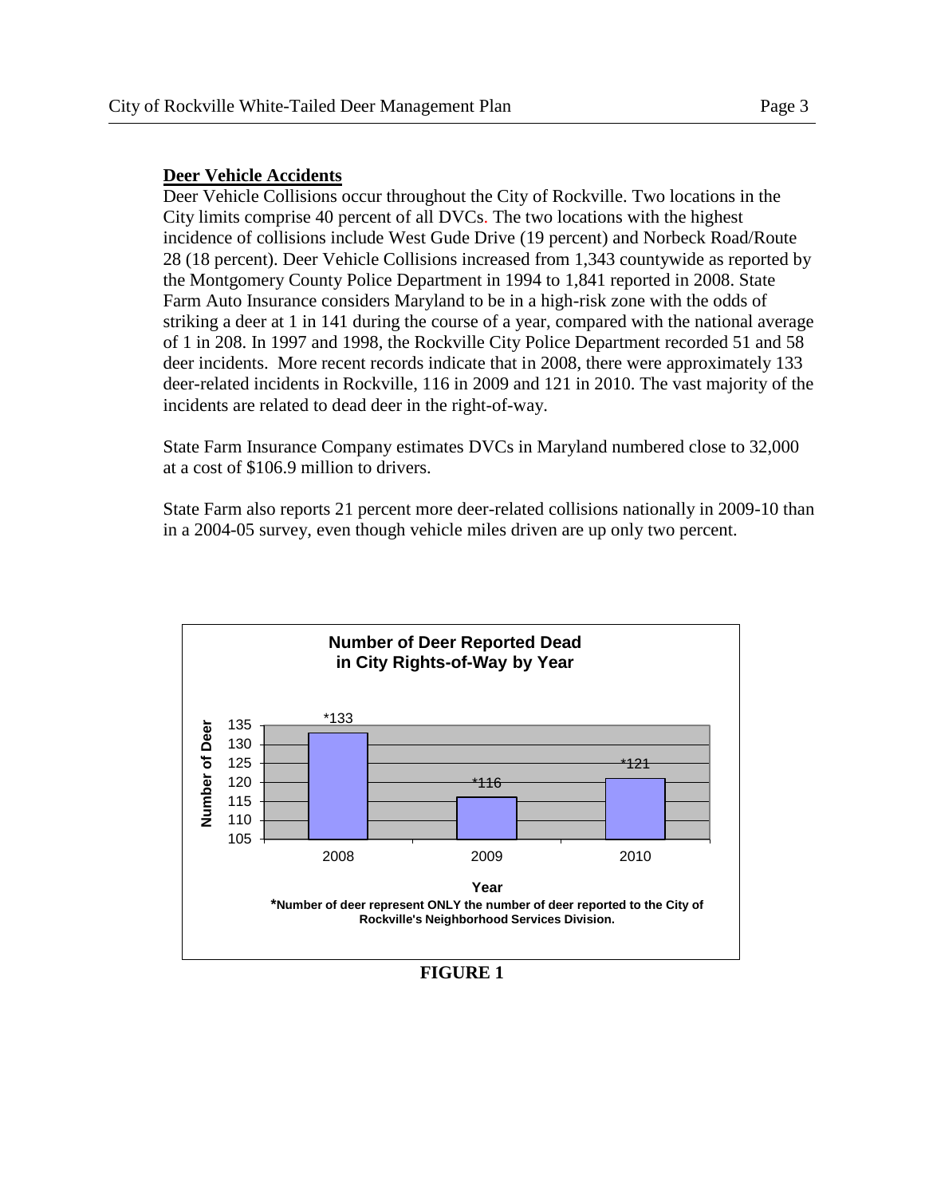## Deer Vehicle Accidents

Deer Vehicle Collisions occur throughout the City of Rockville. Two locations in the City limits comprise 40 percent of all DVCs. The two locations with the highest incidence of collisions include West Gude Drive (19 percent) and Norbeck Road/Route 28 (18 percent). Deer Vehicle Collisions increased from 1,343 countywide as reported by the Montgomery County Police Department in 1994 to 1,841 reported in 2008. State Farm Auto Insurance considers Maryland to be in a high-risk zone with the odds of striking a deer at 1 in 141 during the course of a year, compared with the national average of 1 in 208. In 1997 and 1998, the Rockville City Police Department recorded 51 and 58 deer incidents. More recent records indicate that in 2008, there were approximately 133 deer-related incidents in Rockville, 116 in 2009 and 121 in 2010. The vast majority of the incidents are related to dead deer in the right-of-way.

State Farm Insurance Company estimates DVCs in Maryland numbered close to 32,000 at a cost of $106.9 million to drivers.

State Farm also reports 21 percent more deer-related collisions nationally in 2009-10 than in a 2004-05 survey, even though vehicle miles driven are up only two percent.

**Number of Deer Reported Dead in City Rights-of-Way by Year**

| Year | Number of Deer |
|---|---|
| 2008 | *133 |
| 2009 | *116 |
| 2010 | *121 |

***Number of deer represent ONLY the number of deer reported to the City of Rockville's Neighborhood Services Division.**

**FIGURE 1**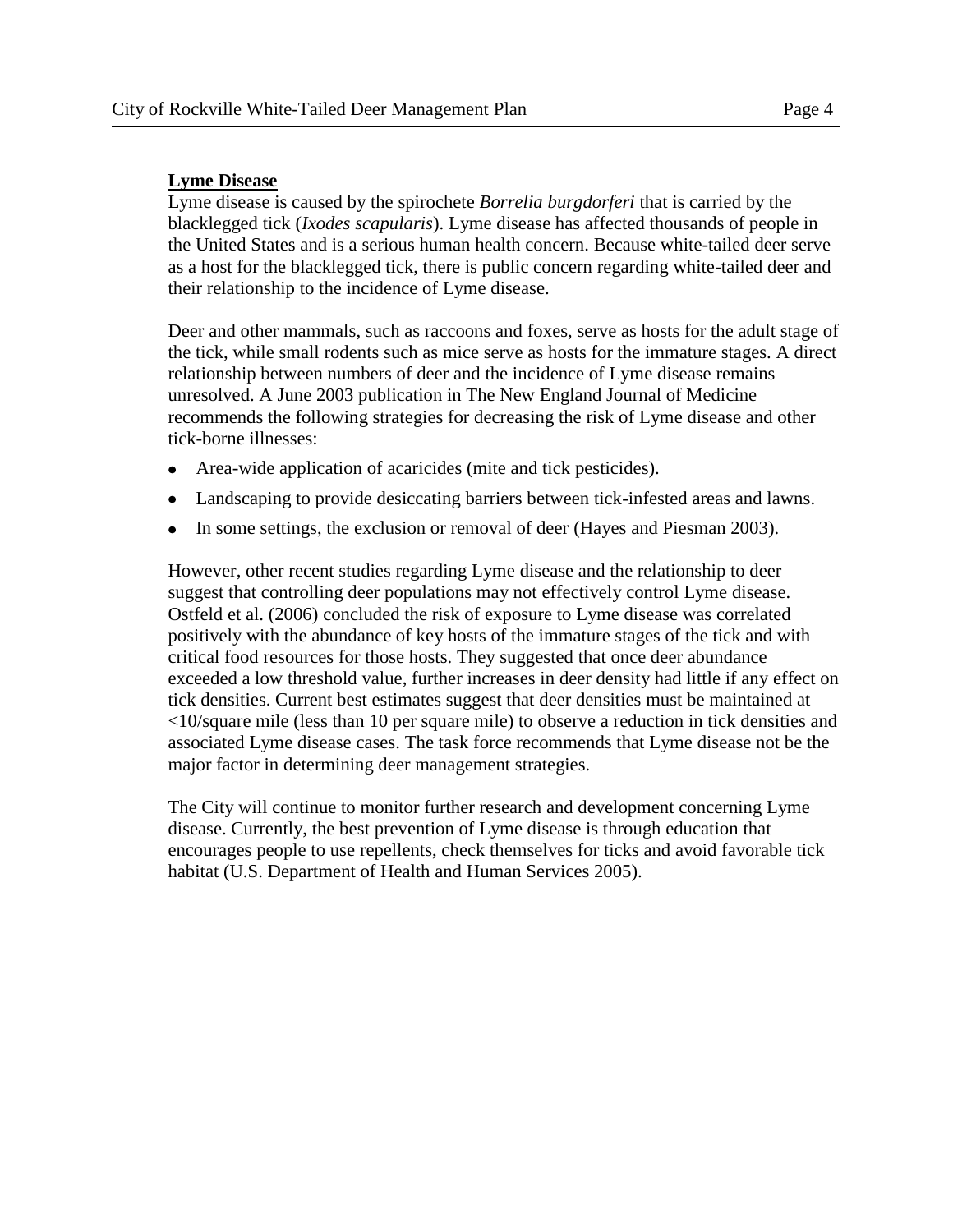## Lyme Disease

Lyme disease is caused by the spirochete *Borrelia burgdorferi* that is carried by the blacklegged tick (*Ixodes scapularis*). Lyme disease has affected thousands of people in the United States and is a serious human health concern. Because white-tailed deer serve as a host for the blacklegged tick, there is public concern regarding white-tailed deer and their relationship to the incidence of Lyme disease.

Deer and other mammals, such as raccoons and foxes, serve as hosts for the adult stage of the tick, while small rodents such as mice serve as hosts for the immature stages. A direct relationship between numbers of deer and the incidence of Lyme disease remains unresolved. A June 2003 publication in The New England Journal of Medicine recommends the following strategies for decreasing the risk of Lyme disease and other tick-borne illnesses:

- Area-wide application of acaricides (mite and tick pesticides).
- Landscaping to provide desiccating barriers between tick-infested areas and lawns.
- In some settings, the exclusion or removal of deer (Hayes and Piesman 2003).

However, other recent studies regarding Lyme disease and the relationship to deer suggest that controlling deer populations may not effectively control Lyme disease. Ostfeld et al. (2006) concluded the risk of exposure to Lyme disease was correlated positively with the abundance of key hosts of the immature stages of the tick and with critical food resources for those hosts. They suggested that once deer abundance exceeded a low threshold value, further increases in deer density had little if any effect on tick densities. Current best estimates suggest that deer densities must be maintained at <10/square mile (less than 10 per square mile) to observe a reduction in tick densities and associated Lyme disease cases. The task force recommends that Lyme disease not be the major factor in determining deer management strategies.

The City will continue to monitor further research and development concerning Lyme disease. Currently, the best prevention of Lyme disease is through education that encourages people to use repellents, check themselves for ticks and avoid favorable tick habitat (U.S. Department of Health and Human Services 2005).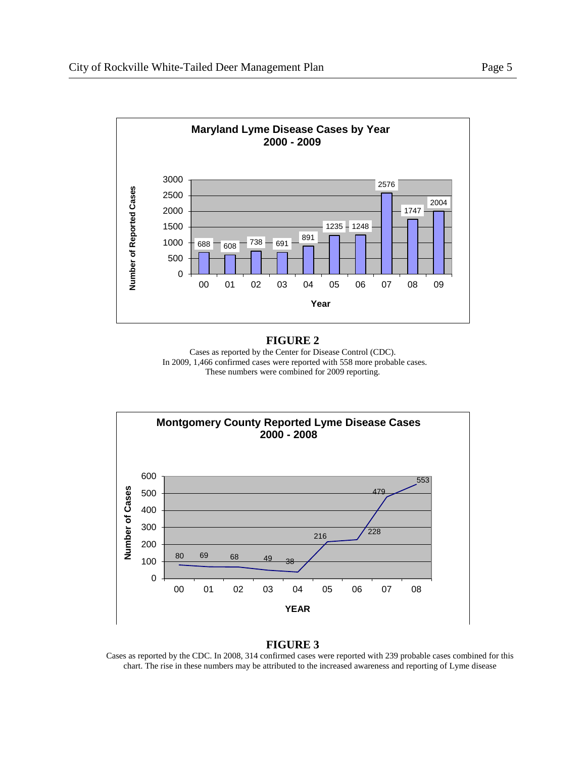**Maryland Lyme Disease Cases by Year 2000 - 2009**

| Year | Number of Reported Cases |
|---|---|
| 00 | 688 |
| 01 | 608 |
| 02 | 738 |
| 03 | 691 |
| 04 | 891 |
| 05 | 1235 |
| 06 | 1248 |
| 07 | 2576 |
| 08 | 1747 |
| 09 | 2004 |

**FIGURE 2**

Cases as reported by the Center for Disease Control (CDC).
In 2009, 1,466 confirmed cases were reported with 558 more probable cases.
These numbers were combined for 2009 reporting.

**Montgomery County Reported Lyme Disease Cases 2000 - 2008**

| YEAR | Number of Cases |
|---|---|
| 00 | 80 |
| 01 | 69 |
| 02 | 68 |
| 03 | 49 |
| 04 | 38 |
| 05 | 216 |
| 06 | 228 |
| 07 | 479 |
| 08 | 553 |

**FIGURE 3**

Cases as reported by the CDC. In 2008, 314 confirmed cases were reported with 239 probable cases combined for this chart. The rise in these numbers may be attributed to the increased awareness and reporting of Lyme disease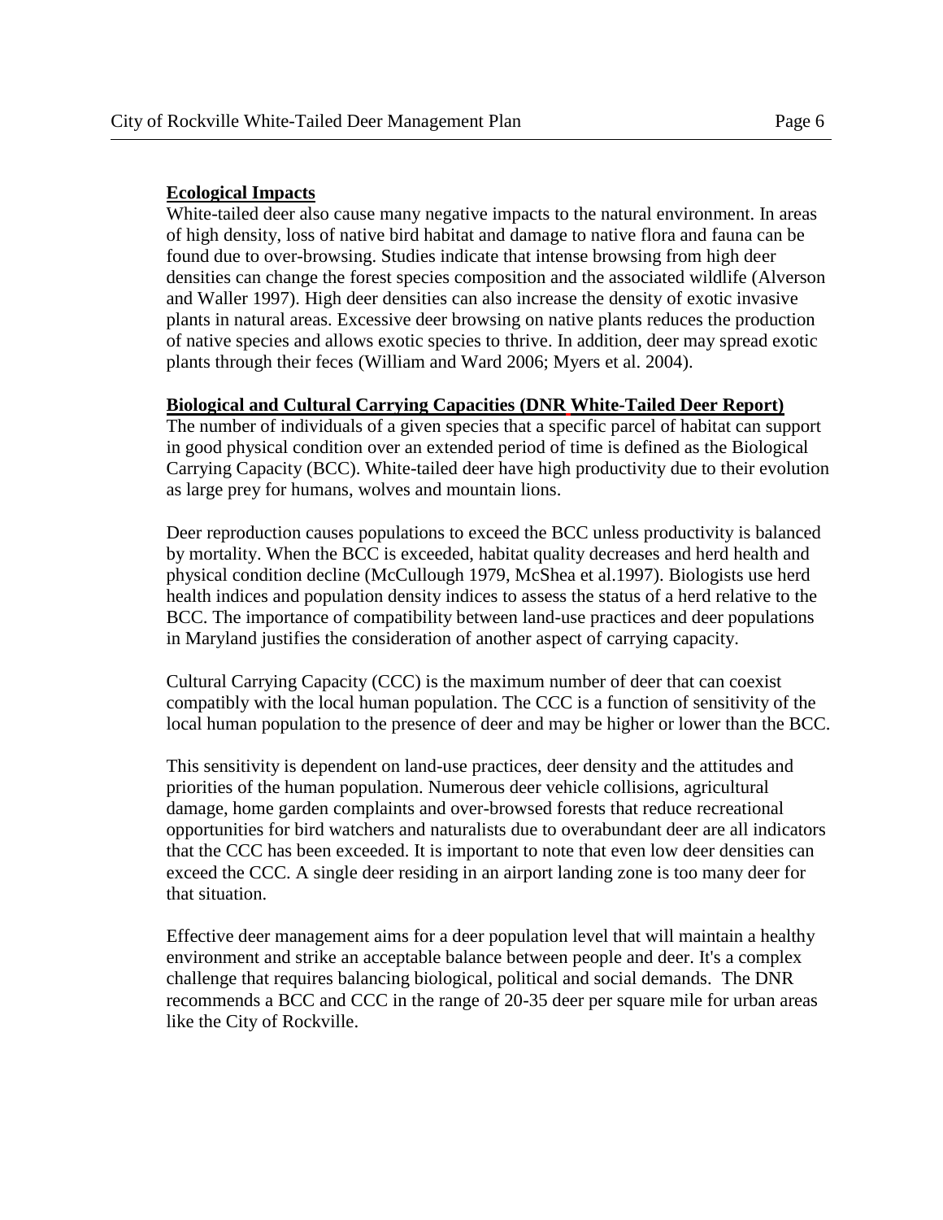**Ecological Impacts**

White-tailed deer also cause many negative impacts to the natural environment. In areas of high density, loss of native bird habitat and damage to native flora and fauna can be found due to over-browsing. Studies indicate that intense browsing from high deer densities can change the forest species composition and the associated wildlife (Alverson and Waller 1997). High deer densities can also increase the density of exotic invasive plants in natural areas. Excessive deer browsing on native plants reduces the production of native species and allows exotic species to thrive. In addition, deer may spread exotic plants through their feces (William and Ward 2006; Myers et al. 2004).

**Biological and Cultural Carrying Capacities (DNR White-Tailed Deer Report)**

The number of individuals of a given species that a specific parcel of habitat can support in good physical condition over an extended period of time is defined as the Biological Carrying Capacity (BCC). White-tailed deer have high productivity due to their evolution as large prey for humans, wolves and mountain lions.

Deer reproduction causes populations to exceed the BCC unless productivity is balanced by mortality. When the BCC is exceeded, habitat quality decreases and herd health and physical condition decline (McCullough 1979, McShea et al.1997). Biologists use herd health indices and population density indices to assess the status of a herd relative to the BCC. The importance of compatibility between land-use practices and deer populations in Maryland justifies the consideration of another aspect of carrying capacity.

Cultural Carrying Capacity (CCC) is the maximum number of deer that can coexist compatibly with the local human population. The CCC is a function of sensitivity of the local human population to the presence of deer and may be higher or lower than the BCC.

This sensitivity is dependent on land-use practices, deer density and the attitudes and priorities of the human population. Numerous deer vehicle collisions, agricultural damage, home garden complaints and over-browsed forests that reduce recreational opportunities for bird watchers and naturalists due to overabundant deer are all indicators that the CCC has been exceeded. It is important to note that even low deer densities can exceed the CCC. A single deer residing in an airport landing zone is too many deer for that situation.

Effective deer management aims for a deer population level that will maintain a healthy environment and strike an acceptable balance between people and deer. It's a complex challenge that requires balancing biological, political and social demands. The DNR recommends a BCC and CCC in the range of 20-35 deer per square mile for urban areas like the City of Rockville.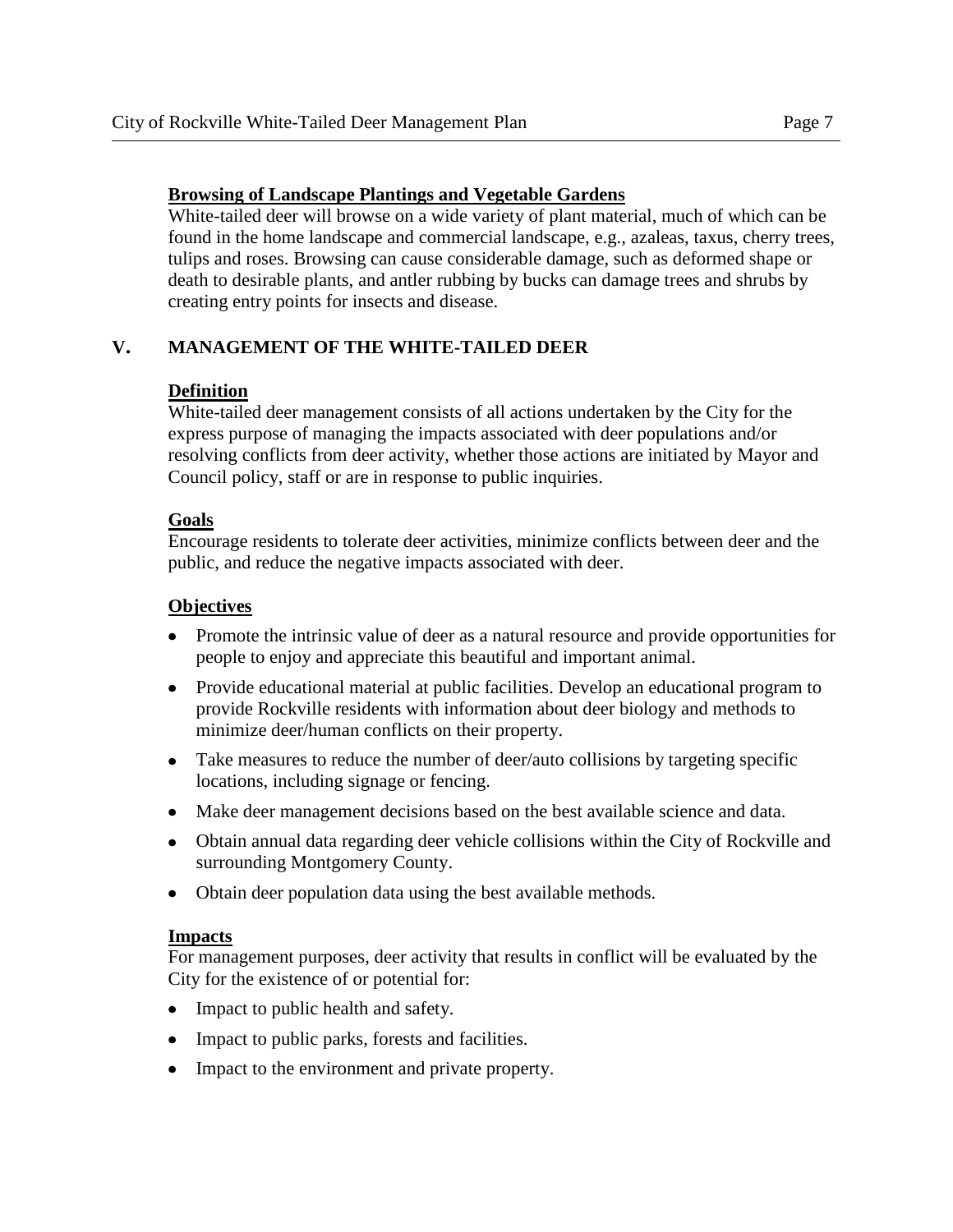**Browsing of Landscape Plantings and Vegetable Gardens**

White-tailed deer will browse on a wide variety of plant material, much of which can be found in the home landscape and commercial landscape, e.g., azaleas, taxus, cherry trees, tulips and roses. Browsing can cause considerable damage, such as deformed shape or death to desirable plants, and antler rubbing by bucks can damage trees and shrubs by creating entry points for insects and disease.

## V. MANAGEMENT OF THE WHITE-TAILED DEER

**Definition**

White-tailed deer management consists of all actions undertaken by the City for the express purpose of managing the impacts associated with deer populations and/or resolving conflicts from deer activity, whether those actions are initiated by Mayor and Council policy, staff or are in response to public inquiries.

**Goals**

Encourage residents to tolerate deer activities, minimize conflicts between deer and the public, and reduce the negative impacts associated with deer.

**Objectives**

- Promote the intrinsic value of deer as a natural resource and provide opportunities for people to enjoy and appreciate this beautiful and important animal.
- Provide educational material at public facilities. Develop an educational program to provide Rockville residents with information about deer biology and methods to minimize deer/human conflicts on their property.
- Take measures to reduce the number of deer/auto collisions by targeting specific locations, including signage or fencing.
- Make deer management decisions based on the best available science and data.
- Obtain annual data regarding deer vehicle collisions within the City of Rockville and surrounding Montgomery County.
- Obtain deer population data using the best available methods.

**Impacts**

For management purposes, deer activity that results in conflict will be evaluated by the City for the existence of or potential for:

- Impact to public health and safety.
- Impact to public parks, forests and facilities.
- Impact to the environment and private property.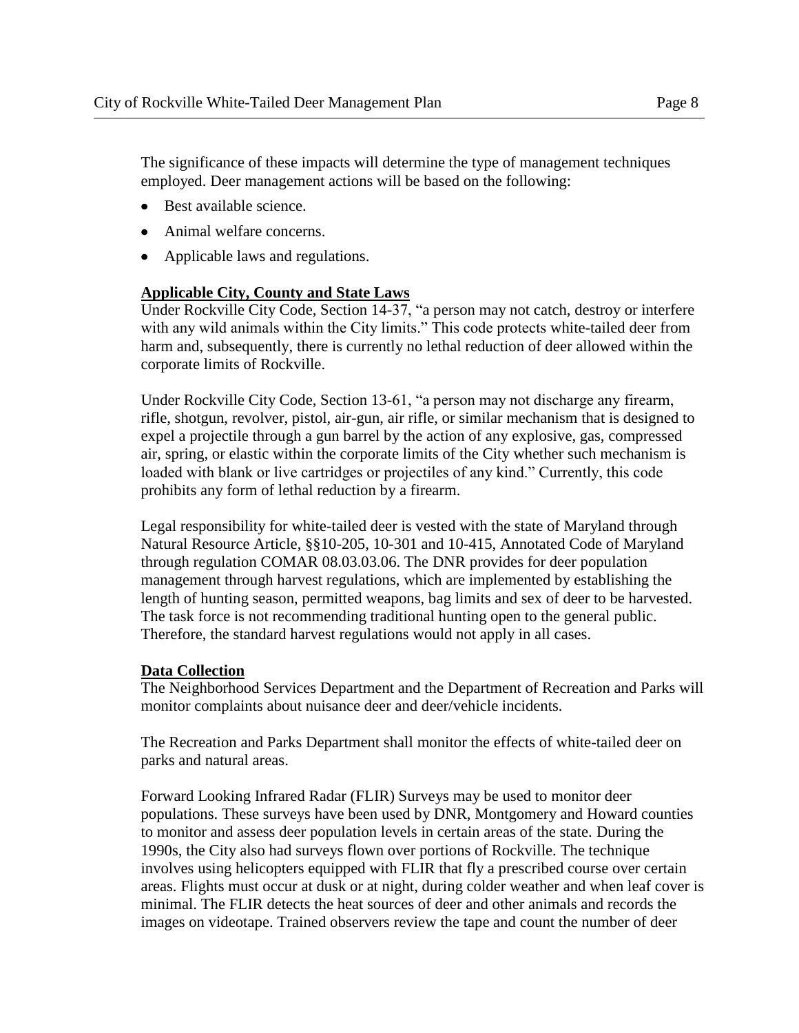The significance of these impacts will determine the type of management techniques employed. Deer management actions will be based on the following:

- Best available science.
- Animal welfare concerns.
- Applicable laws and regulations.

**Applicable City, County and State Laws**

Under Rockville City Code, Section 14-37, "a person may not catch, destroy or interfere with any wild animals within the City limits." This code protects white-tailed deer from harm and, subsequently, there is currently no lethal reduction of deer allowed within the corporate limits of Rockville.

Under Rockville City Code, Section 13-61, "a person may not discharge any firearm, rifle, shotgun, revolver, pistol, air-gun, air rifle, or similar mechanism that is designed to expel a projectile through a gun barrel by the action of any explosive, gas, compressed air, spring, or elastic within the corporate limits of the City whether such mechanism is loaded with blank or live cartridges or projectiles of any kind." Currently, this code prohibits any form of lethal reduction by a firearm.

Legal responsibility for white-tailed deer is vested with the state of Maryland through Natural Resource Article, §§10-205, 10-301 and 10-415, Annotated Code of Maryland through regulation COMAR 08.03.03.06. The DNR provides for deer population management through harvest regulations, which are implemented by establishing the length of hunting season, permitted weapons, bag limits and sex of deer to be harvested. The task force is not recommending traditional hunting open to the general public. Therefore, the standard harvest regulations would not apply in all cases.

**Data Collection**

The Neighborhood Services Department and the Department of Recreation and Parks will monitor complaints about nuisance deer and deer/vehicle incidents.

The Recreation and Parks Department shall monitor the effects of white-tailed deer on parks and natural areas.

Forward Looking Infrared Radar (FLIR) Surveys may be used to monitor deer populations. These surveys have been used by DNR, Montgomery and Howard counties to monitor and assess deer population levels in certain areas of the state. During the 1990s, the City also had surveys flown over portions of Rockville. The technique involves using helicopters equipped with FLIR that fly a prescribed course over certain areas. Flights must occur at dusk or at night, during colder weather and when leaf cover is minimal. The FLIR detects the heat sources of deer and other animals and records the images on videotape. Trained observers review the tape and count the number of deer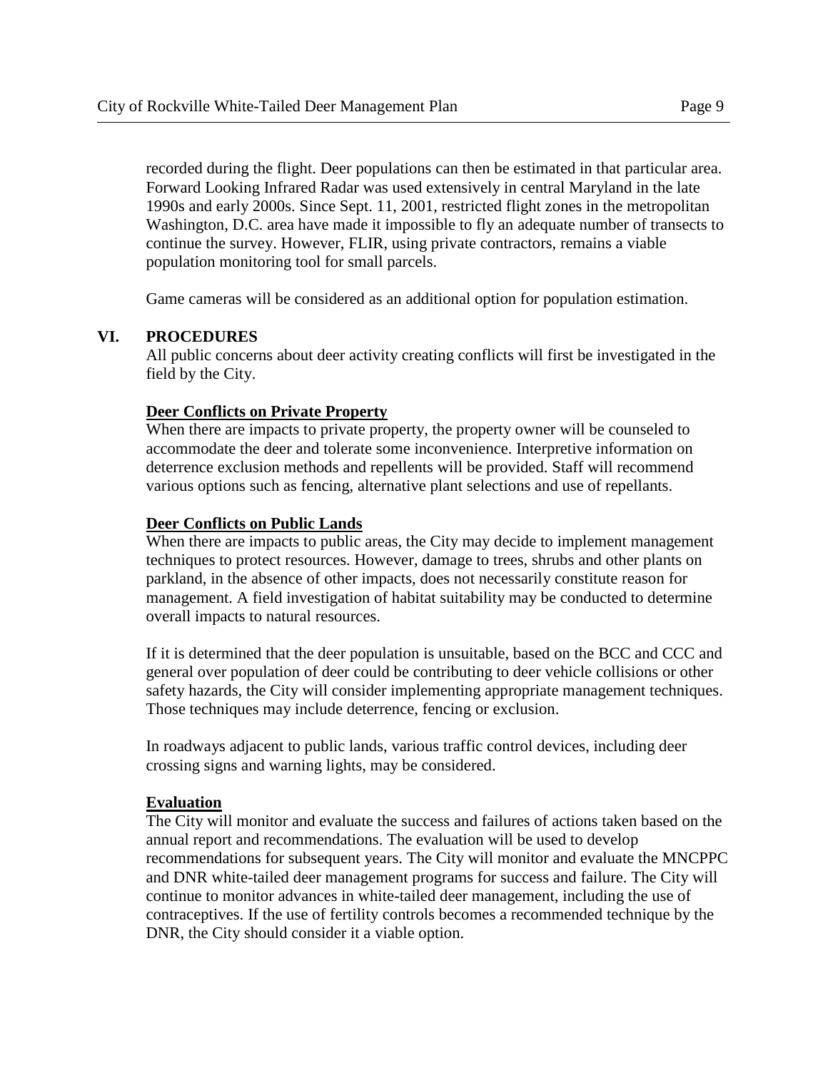recorded during the flight. Deer populations can then be estimated in that particular area. Forward Looking Infrared Radar was used extensively in central Maryland in the late 1990s and early 2000s. Since Sept. 11, 2001, restricted flight zones in the metropolitan Washington, D.C. area have made it impossible to fly an adequate number of transects to continue the survey. However, FLIR, using private contractors, remains a viable population monitoring tool for small parcels.

Game cameras will be considered as an additional option for population estimation.

## VI. PROCEDURES

All public concerns about deer activity creating conflicts will first be investigated in the field by the City.

### Deer Conflicts on Private Property

When there are impacts to private property, the property owner will be counseled to accommodate the deer and tolerate some inconvenience. Interpretive information on deterrence exclusion methods and repellents will be provided. Staff will recommend various options such as fencing, alternative plant selections and use of repellants.

### Deer Conflicts on Public Lands

When there are impacts to public areas, the City may decide to implement management techniques to protect resources. However, damage to trees, shrubs and other plants on parkland, in the absence of other impacts, does not necessarily constitute reason for management. A field investigation of habitat suitability may be conducted to determine overall impacts to natural resources.

If it is determined that the deer population is unsuitable, based on the BCC and CCC and general over population of deer could be contributing to deer vehicle collisions or other safety hazards, the City will consider implementing appropriate management techniques. Those techniques may include deterrence, fencing or exclusion.

In roadways adjacent to public lands, various traffic control devices, including deer crossing signs and warning lights, may be considered.

### Evaluation

The City will monitor and evaluate the success and failures of actions taken based on the annual report and recommendations. The evaluation will be used to develop recommendations for subsequent years. The City will monitor and evaluate the MNCPPC and DNR white-tailed deer management programs for success and failure. The City will continue to monitor advances in white-tailed deer management, including the use of contraceptives. If the use of fertility controls becomes a recommended technique by the DNR, the City should consider it a viable option.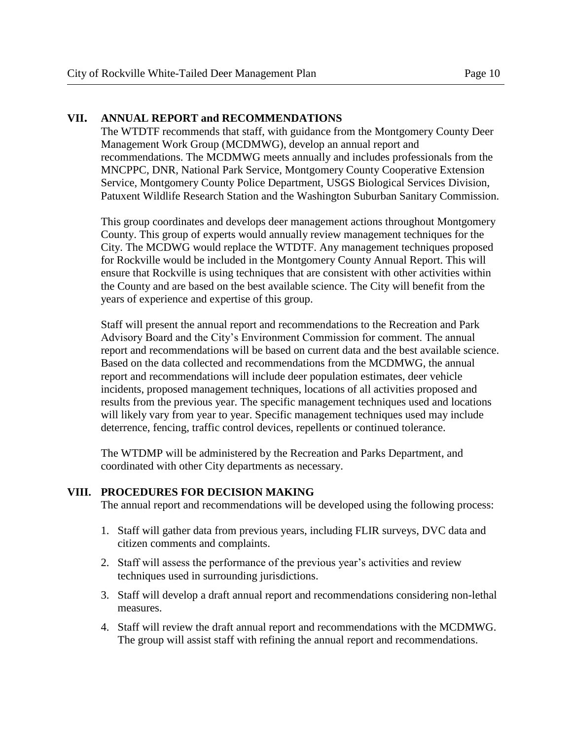## VII. ANNUAL REPORT and RECOMMENDATIONS

The WTDTF recommends that staff, with guidance from the Montgomery County Deer Management Work Group (MCDMWG), develop an annual report and recommendations. The MCDMWG meets annually and includes professionals from the MNCPPC, DNR, National Park Service, Montgomery County Cooperative Extension Service, Montgomery County Police Department, USGS Biological Services Division, Patuxent Wildlife Research Station and the Washington Suburban Sanitary Commission.

This group coordinates and develops deer management actions throughout Montgomery County. This group of experts would annually review management techniques for the City. The MCDWG would replace the WTDTF. Any management techniques proposed for Rockville would be included in the Montgomery County Annual Report. This will ensure that Rockville is using techniques that are consistent with other activities within the County and are based on the best available science. The City will benefit from the years of experience and expertise of this group.

Staff will present the annual report and recommendations to the Recreation and Park Advisory Board and the City's Environment Commission for comment. The annual report and recommendations will be based on current data and the best available science. Based on the data collected and recommendations from the MCDMWG, the annual report and recommendations will include deer population estimates, deer vehicle incidents, proposed management techniques, locations of all activities proposed and results from the previous year. The specific management techniques used and locations will likely vary from year to year. Specific management techniques used may include deterrence, fencing, traffic control devices, repellents or continued tolerance.

The WTDMP will be administered by the Recreation and Parks Department, and coordinated with other City departments as necessary.

## VIII. PROCEDURES FOR DECISION MAKING

The annual report and recommendations will be developed using the following process:

1. Staff will gather data from previous years, including FLIR surveys, DVC data and citizen comments and complaints.
2. Staff will assess the performance of the previous year's activities and review techniques used in surrounding jurisdictions.
3. Staff will develop a draft annual report and recommendations considering non-lethal measures.
4. Staff will review the draft annual report and recommendations with the MCDMWG. The group will assist staff with refining the annual report and recommendations.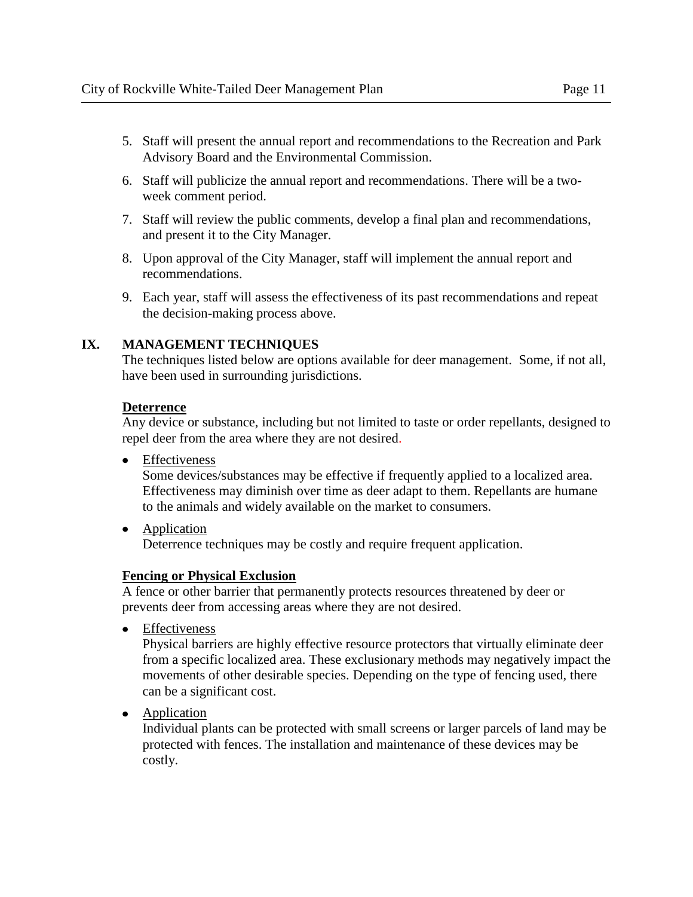5. Staff will present the annual report and recommendations to the Recreation and Park Advisory Board and the Environmental Commission.
6. Staff will publicize the annual report and recommendations. There will be a two-week comment period.
7. Staff will review the public comments, develop a final plan and recommendations, and present it to the City Manager.
8. Upon approval of the City Manager, staff will implement the annual report and recommendations.
9. Each year, staff will assess the effectiveness of its past recommendations and repeat the decision-making process above.

## IX. MANAGEMENT TECHNIQUES

The techniques listed below are options available for deer management. Some, if not all, have been used in surrounding jurisdictions.

**Deterrence**

Any device or substance, including but not limited to taste or order repellants, designed to repel deer from the area where they are not desired.

- Effectiveness
  Some devices/substances may be effective if frequently applied to a localized area. Effectiveness may diminish over time as deer adapt to them. Repellants are humane to the animals and widely available on the market to consumers.
- Application
  Deterrence techniques may be costly and require frequent application.

**Fencing or Physical Exclusion**

A fence or other barrier that permanently protects resources threatened by deer or prevents deer from accessing areas where they are not desired.

- Effectiveness
  Physical barriers are highly effective resource protectors that virtually eliminate deer from a specific localized area. These exclusionary methods may negatively impact the movements of other desirable species. Depending on the type of fencing used, there can be a significant cost.
- Application
  Individual plants can be protected with small screens or larger parcels of land may be protected with fences. The installation and maintenance of these devices may be costly.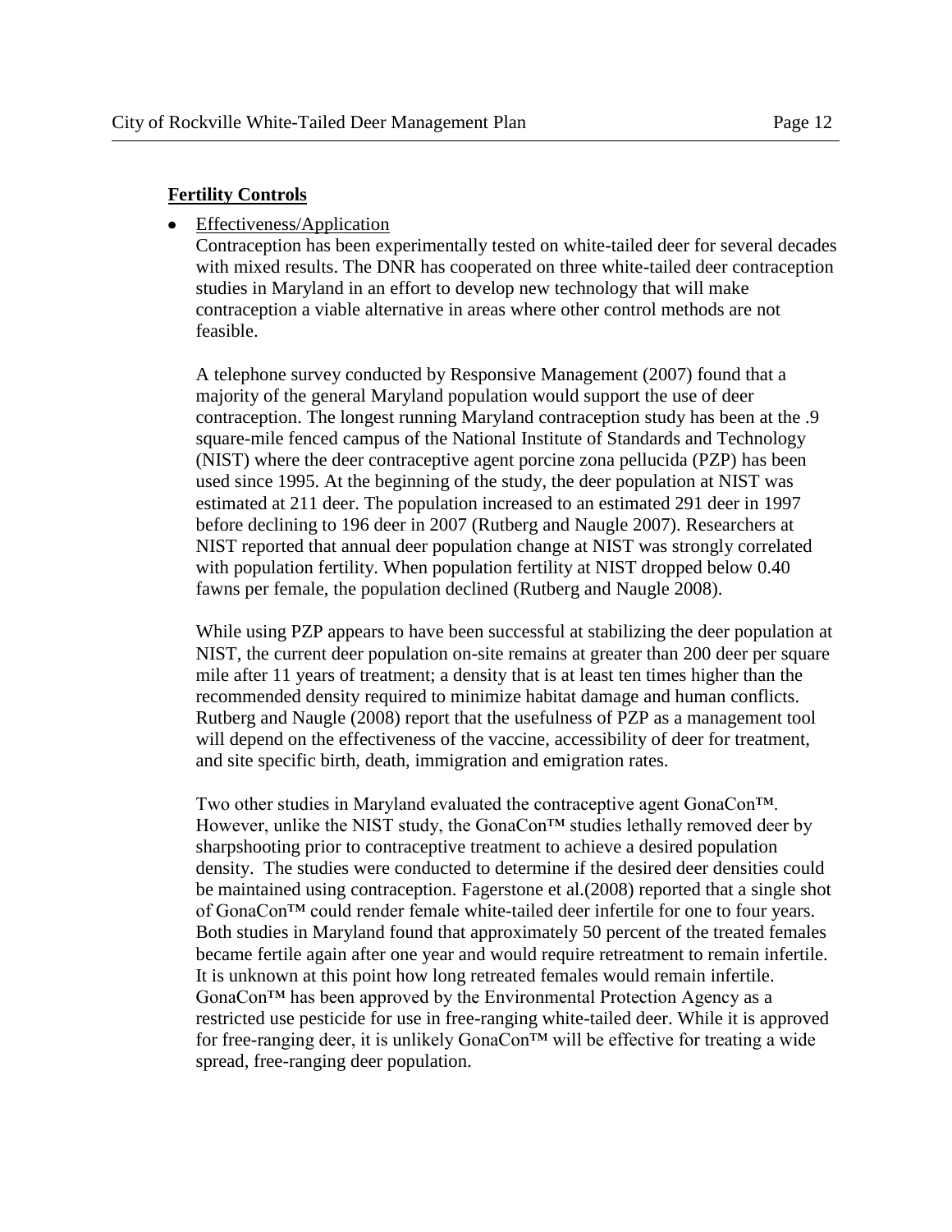**Fertility Controls**

- Effectiveness/Application

  Contraception has been experimentally tested on white-tailed deer for several decades with mixed results. The DNR has cooperated on three white-tailed deer contraception studies in Maryland in an effort to develop new technology that will make contraception a viable alternative in areas where other control methods are not feasible.

  A telephone survey conducted by Responsive Management (2007) found that a majority of the general Maryland population would support the use of deer contraception. The longest running Maryland contraception study has been at the .9 square-mile fenced campus of the National Institute of Standards and Technology (NIST) where the deer contraceptive agent porcine zona pellucida (PZP) has been used since 1995. At the beginning of the study, the deer population at NIST was estimated at 211 deer. The population increased to an estimated 291 deer in 1997 before declining to 196 deer in 2007 (Rutberg and Naugle 2007). Researchers at NIST reported that annual deer population change at NIST was strongly correlated with population fertility. When population fertility at NIST dropped below 0.40 fawns per female, the population declined (Rutberg and Naugle 2008).

  While using PZP appears to have been successful at stabilizing the deer population at NIST, the current deer population on-site remains at greater than 200 deer per square mile after 11 years of treatment; a density that is at least ten times higher than the recommended density required to minimize habitat damage and human conflicts. Rutberg and Naugle (2008) report that the usefulness of PZP as a management tool will depend on the effectiveness of the vaccine, accessibility of deer for treatment, and site specific birth, death, immigration and emigration rates.

  Two other studies in Maryland evaluated the contraceptive agent GonaCon™. However, unlike the NIST study, the GonaCon™ studies lethally removed deer by sharpshooting prior to contraceptive treatment to achieve a desired population density. The studies were conducted to determine if the desired deer densities could be maintained using contraception. Fagerstone et al.(2008) reported that a single shot of GonaCon™ could render female white-tailed deer infertile for one to four years. Both studies in Maryland found that approximately 50 percent of the treated females became fertile again after one year and would require retreatment to remain infertile. It is unknown at this point how long retreated females would remain infertile. GonaCon™ has been approved by the Environmental Protection Agency as a restricted use pesticide for use in free-ranging white-tailed deer. While it is approved for free-ranging deer, it is unlikely GonaCon™ will be effective for treating a wide spread, free-ranging deer population.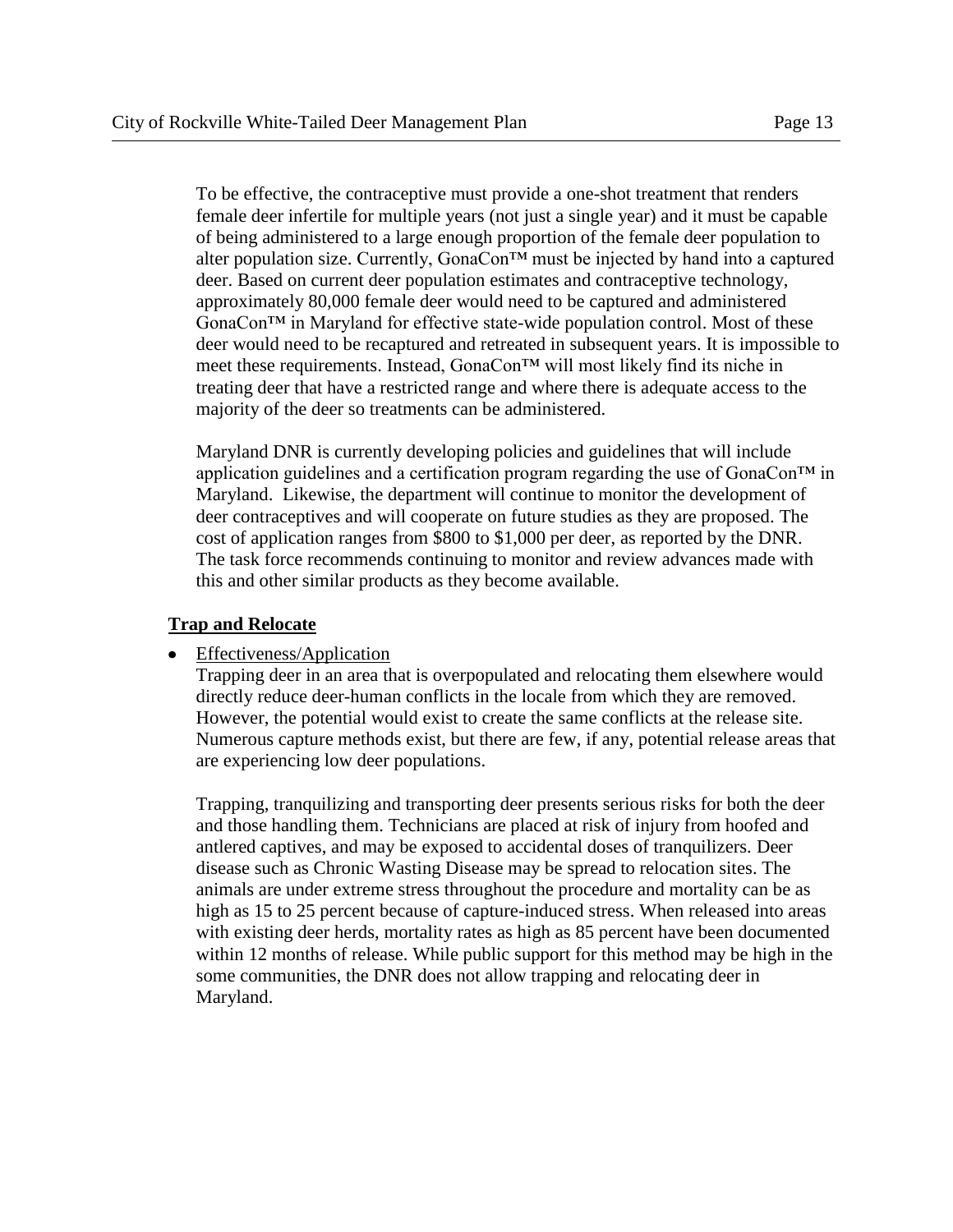To be effective, the contraceptive must provide a one-shot treatment that renders female deer infertile for multiple years (not just a single year) and it must be capable of being administered to a large enough proportion of the female deer population to alter population size. Currently, GonaCon™ must be injected by hand into a captured deer. Based on current deer population estimates and contraceptive technology, approximately 80,000 female deer would need to be captured and administered GonaCon™ in Maryland for effective state-wide population control. Most of these deer would need to be recaptured and retreated in subsequent years. It is impossible to meet these requirements. Instead, GonaCon™ will most likely find its niche in treating deer that have a restricted range and where there is adequate access to the majority of the deer so treatments can be administered.

Maryland DNR is currently developing policies and guidelines that will include application guidelines and a certification program regarding the use of GonaCon™ in Maryland. Likewise, the department will continue to monitor the development of deer contraceptives and will cooperate on future studies as they are proposed. The cost of application ranges from $800 to $1,000 per deer, as reported by the DNR. The task force recommends continuing to monitor and review advances made with this and other similar products as they become available.

**Trap and Relocate**

- Effectiveness/Application

  Trapping deer in an area that is overpopulated and relocating them elsewhere would directly reduce deer-human conflicts in the locale from which they are removed. However, the potential would exist to create the same conflicts at the release site. Numerous capture methods exist, but there are few, if any, potential release areas that are experiencing low deer populations.

  Trapping, tranquilizing and transporting deer presents serious risks for both the deer and those handling them. Technicians are placed at risk of injury from hoofed and antlered captives, and may be exposed to accidental doses of tranquilizers. Deer disease such as Chronic Wasting Disease may be spread to relocation sites. The animals are under extreme stress throughout the procedure and mortality can be as high as 15 to 25 percent because of capture-induced stress. When released into areas with existing deer herds, mortality rates as high as 85 percent have been documented within 12 months of release. While public support for this method may be high in the some communities, the DNR does not allow trapping and relocating deer in Maryland.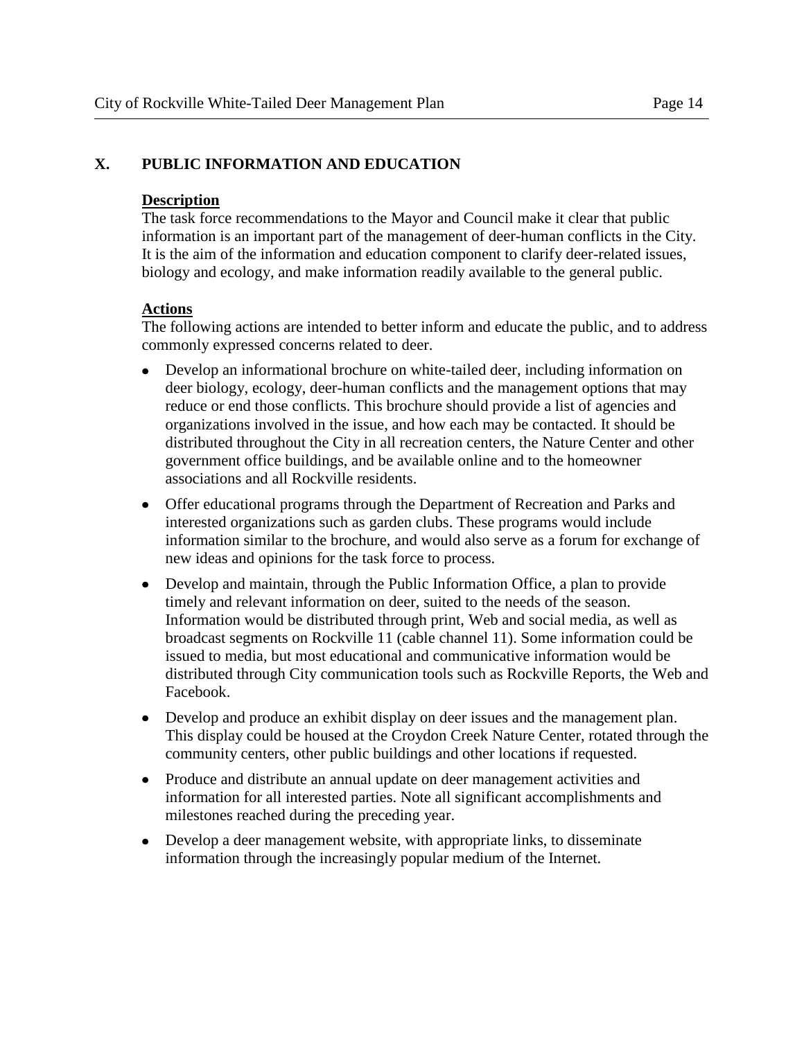## X. PUBLIC INFORMATION AND EDUCATION

**Description**

The task force recommendations to the Mayor and Council make it clear that public information is an important part of the management of deer-human conflicts in the City. It is the aim of the information and education component to clarify deer-related issues, biology and ecology, and make information readily available to the general public.

**Actions**

The following actions are intended to better inform and educate the public, and to address commonly expressed concerns related to deer.

- Develop an informational brochure on white-tailed deer, including information on deer biology, ecology, deer-human conflicts and the management options that may reduce or end those conflicts. This brochure should provide a list of agencies and organizations involved in the issue, and how each may be contacted. It should be distributed throughout the City in all recreation centers, the Nature Center and other government office buildings, and be available online and to the homeowner associations and all Rockville residents.
- Offer educational programs through the Department of Recreation and Parks and interested organizations such as garden clubs. These programs would include information similar to the brochure, and would also serve as a forum for exchange of new ideas and opinions for the task force to process.
- Develop and maintain, through the Public Information Office, a plan to provide timely and relevant information on deer, suited to the needs of the season. Information would be distributed through print, Web and social media, as well as broadcast segments on Rockville 11 (cable channel 11). Some information could be issued to media, but most educational and communicative information would be distributed through City communication tools such as Rockville Reports, the Web and Facebook.
- Develop and produce an exhibit display on deer issues and the management plan. This display could be housed at the Croydon Creek Nature Center, rotated through the community centers, other public buildings and other locations if requested.
- Produce and distribute an annual update on deer management activities and information for all interested parties. Note all significant accomplishments and milestones reached during the preceding year.
- Develop a deer management website, with appropriate links, to disseminate information through the increasingly popular medium of the Internet.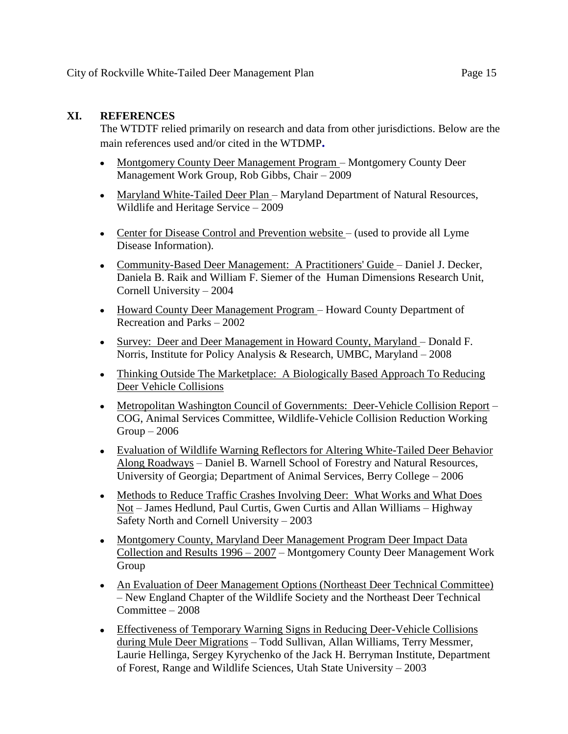## XI. REFERENCES

The WTDTF relied primarily on research and data from other jurisdictions. Below are the main references used and/or cited in the WTDMP.

- Montgomery County Deer Management Program – Montgomery County Deer Management Work Group, Rob Gibbs, Chair – 2009
- Maryland White-Tailed Deer Plan – Maryland Department of Natural Resources, Wildlife and Heritage Service – 2009
- Center for Disease Control and Prevention website – (used to provide all Lyme Disease Information).
- Community-Based Deer Management: A Practitioners' Guide – Daniel J. Decker, Daniela B. Raik and William F. Siemer of the Human Dimensions Research Unit, Cornell University – 2004
- Howard County Deer Management Program – Howard County Department of Recreation and Parks – 2002
- Survey: Deer and Deer Management in Howard County, Maryland – Donald F. Norris, Institute for Policy Analysis & Research, UMBC, Maryland – 2008
- Thinking Outside The Marketplace: A Biologically Based Approach To Reducing Deer Vehicle Collisions
- Metropolitan Washington Council of Governments: Deer-Vehicle Collision Report – COG, Animal Services Committee, Wildlife-Vehicle Collision Reduction Working Group – 2006
- Evaluation of Wildlife Warning Reflectors for Altering White-Tailed Deer Behavior Along Roadways – Daniel B. Warnell School of Forestry and Natural Resources, University of Georgia; Department of Animal Services, Berry College – 2006
- Methods to Reduce Traffic Crashes Involving Deer: What Works and What Does Not – James Hedlund, Paul Curtis, Gwen Curtis and Allan Williams – Highway Safety North and Cornell University – 2003
- Montgomery County, Maryland Deer Management Program Deer Impact Data Collection and Results 1996 – 2007 – Montgomery County Deer Management Work Group
- An Evaluation of Deer Management Options (Northeast Deer Technical Committee) – New England Chapter of the Wildlife Society and the Northeast Deer Technical Committee – 2008
- Effectiveness of Temporary Warning Signs in Reducing Deer-Vehicle Collisions during Mule Deer Migrations – Todd Sullivan, Allan Williams, Terry Messmer, Laurie Hellinga, Sergey Kyrychenko of the Jack H. Berryman Institute, Department of Forest, Range and Wildlife Sciences, Utah State University – 2003